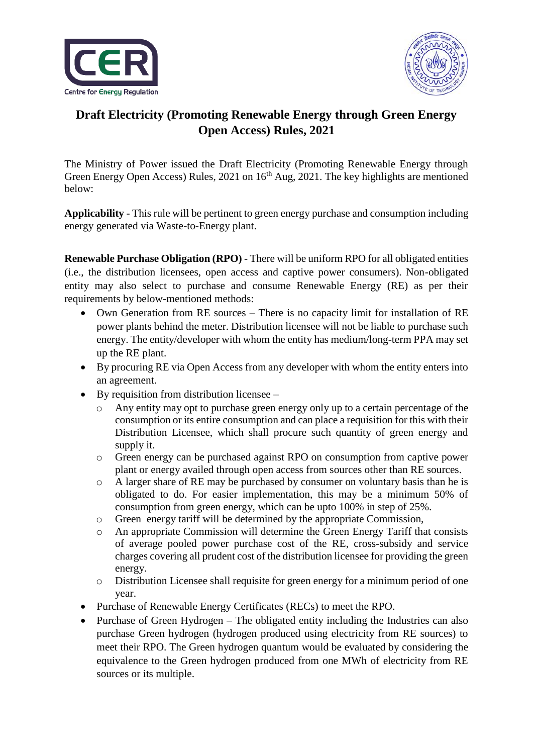# Draft Electricity (Promoting Renewable Energy through Green Energy Open Access) Rules, 2021

The Ministry of Power issued the Draft Electricity (Promoting Renewable Energy through Green Energy Open Access) Rules, 2021 on 16th Aug, 2021. The key highlights are mentioned below:

**Applicability** - This rule will be pertinent to green energy purchase and consumption including energy generated via Waste-to-Energy plant.

**Renewable Purchase Obligation (RPO)** - There will be uniform RPO for all obligated entities (i.e., the distribution licensees, open access and captive power consumers). Non-obligated entity may also select to purchase and consume Renewable Energy (RE) as per their requirements by below-mentioned methods:

- Own Generation from RE sources – There is no capacity limit for installation of RE power plants behind the meter. Distribution licensee will not be liable to purchase such energy. The entity/developer with whom the entity has medium/long-term PPA may set up the RE plant.
- By procuring RE via Open Access from any developer with whom the entity enters into an agreement.
- By requisition from distribution licensee –
  - Any entity may opt to purchase green energy only up to a certain percentage of the consumption or its entire consumption and can place a requisition for this with their Distribution Licensee, which shall procure such quantity of green energy and supply it.
  - Green energy can be purchased against RPO on consumption from captive power plant or energy availed through open access from sources other than RE sources.
  - A larger share of RE may be purchased by consumer on voluntary basis than he is obligated to do. For easier implementation, this may be a minimum 50% of consumption from green energy, which can be upto 100% in step of 25%.
  - Green energy tariff will be determined by the appropriate Commission,
  - An appropriate Commission will determine the Green Energy Tariff that consists of average pooled power purchase cost of the RE, cross-subsidy and service charges covering all prudent cost of the distribution licensee for providing the green energy.
  - Distribution Licensee shall requisite for green energy for a minimum period of one year.
- Purchase of Renewable Energy Certificates (RECs) to meet the RPO.
- Purchase of Green Hydrogen – The obligated entity including the Industries can also purchase Green hydrogen (hydrogen produced using electricity from RE sources) to meet their RPO. The Green hydrogen quantum would be evaluated by considering the equivalence to the Green hydrogen produced from one MWh of electricity from RE sources or its multiple.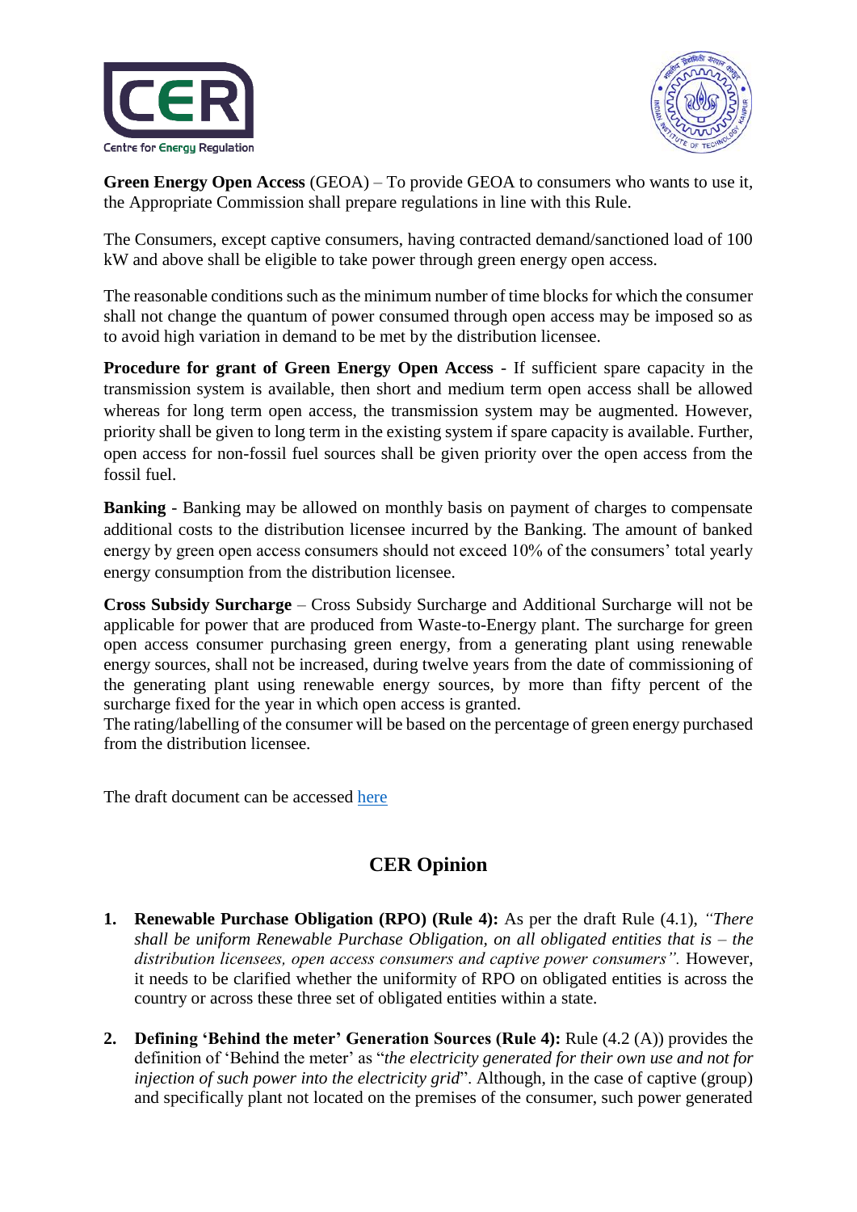**Green Energy Open Access** (GEOA) – To provide GEOA to consumers who wants to use it, the Appropriate Commission shall prepare regulations in line with this Rule.

The Consumers, except captive consumers, having contracted demand/sanctioned load of 100 kW and above shall be eligible to take power through green energy open access.

The reasonable conditions such as the minimum number of time blocks for which the consumer shall not change the quantum of power consumed through open access may be imposed so as to avoid high variation in demand to be met by the distribution licensee.

**Procedure for grant of Green Energy Open Access** - If sufficient spare capacity in the transmission system is available, then short and medium term open access shall be allowed whereas for long term open access, the transmission system may be augmented. However, priority shall be given to long term in the existing system if spare capacity is available. Further, open access for non-fossil fuel sources shall be given priority over the open access from the fossil fuel.

**Banking** - Banking may be allowed on monthly basis on payment of charges to compensate additional costs to the distribution licensee incurred by the Banking. The amount of banked energy by green open access consumers should not exceed 10% of the consumers' total yearly energy consumption from the distribution licensee.

**Cross Subsidy Surcharge** – Cross Subsidy Surcharge and Additional Surcharge will not be applicable for power that are produced from Waste-to-Energy plant. The surcharge for green open access consumer purchasing green energy, from a generating plant using renewable energy sources, shall not be increased, during twelve years from the date of commissioning of the generating plant using renewable energy sources, by more than fifty percent of the surcharge fixed for the year in which open access is granted.
The rating/labelling of the consumer will be based on the percentage of green energy purchased from the distribution licensee.

The draft document can be accessed [here]

## CER Opinion

1. **Renewable Purchase Obligation (RPO) (Rule 4):** As per the draft Rule (4.1), *"There shall be uniform Renewable Purchase Obligation, on all obligated entities that is – the distribution licensees, open access consumers and captive power consumers".* However, it needs to be clarified whether the uniformity of RPO on obligated entities is across the country or across these three set of obligated entities within a state.

2. **Defining 'Behind the meter' Generation Sources (Rule 4):** Rule (4.2 (A)) provides the definition of 'Behind the meter' as "*the electricity generated for their own use and not for injection of such power into the electricity grid*". Although, in the case of captive (group) and specifically plant not located on the premises of the consumer, such power generated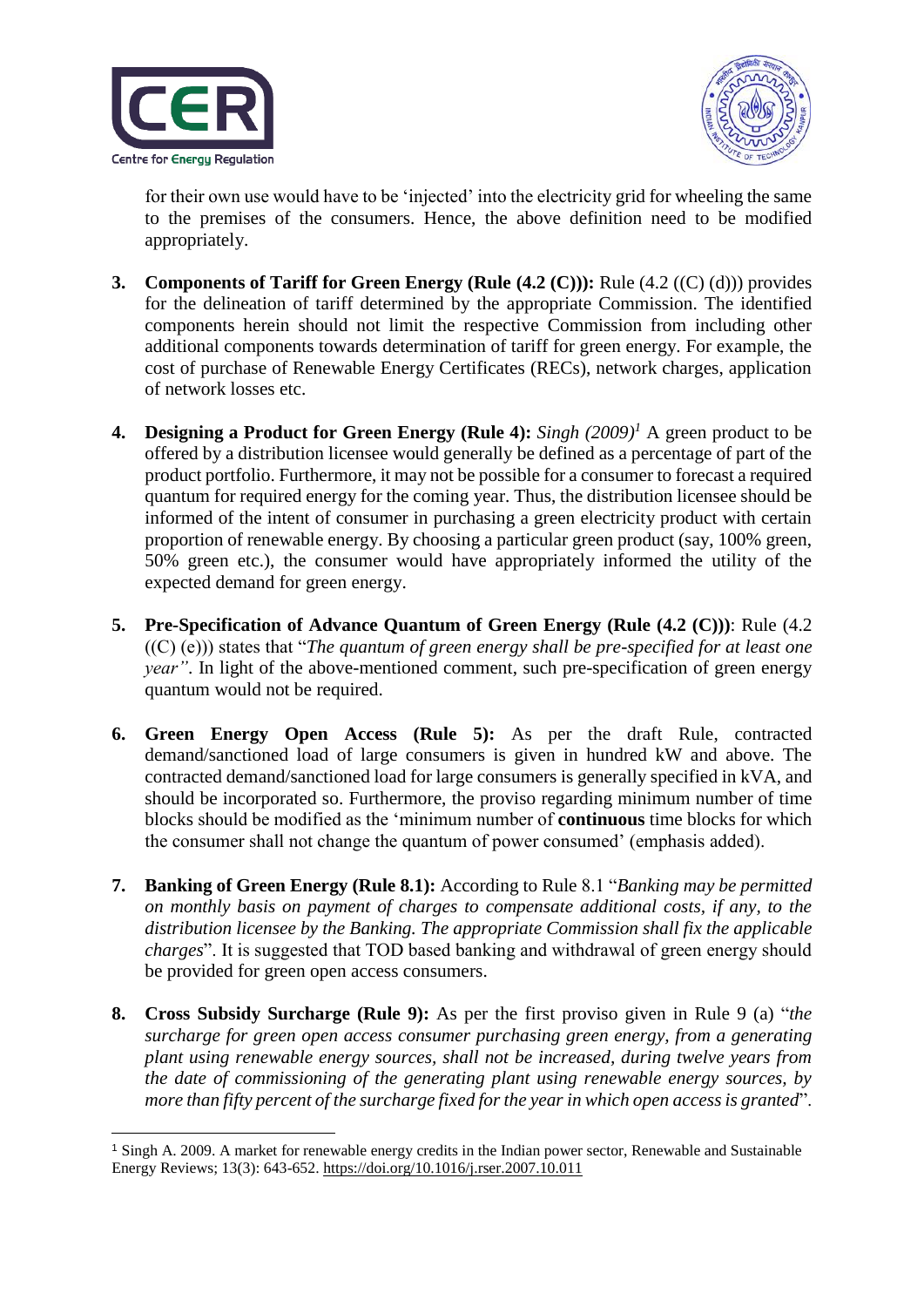for their own use would have to be 'injected' into the electricity grid for wheeling the same to the premises of the consumers. Hence, the above definition need to be modified appropriately.

3. **Components of Tariff for Green Energy (Rule (4.2 (C))):** Rule (4.2 ((C) (d))) provides for the delineation of tariff determined by the appropriate Commission. The identified components herein should not limit the respective Commission from including other additional components towards determination of tariff for green energy. For example, the cost of purchase of Renewable Energy Certificates (RECs), network charges, application of network losses etc.

4. **Designing a Product for Green Energy (Rule 4):** *Singh (2009)*[1] A green product to be offered by a distribution licensee would generally be defined as a percentage of part of the product portfolio. Furthermore, it may not be possible for a consumer to forecast a required quantum for required energy for the coming year. Thus, the distribution licensee should be informed of the intent of consumer in purchasing a green electricity product with certain proportion of renewable energy. By choosing a particular green product (say, 100% green, 50% green etc.), the consumer would have appropriately informed the utility of the expected demand for green energy.

5. **Pre-Specification of Advance Quantum of Green Energy (Rule (4.2 (C)))**: Rule (4.2 ((C) (e))) states that "*The quantum of green energy shall be pre-specified for at least one year"*. In light of the above-mentioned comment, such pre-specification of green energy quantum would not be required.

6. **Green Energy Open Access (Rule 5):** As per the draft Rule, contracted demand/sanctioned load of large consumers is given in hundred kW and above. The contracted demand/sanctioned load for large consumers is generally specified in kVA, and should be incorporated so. Furthermore, the proviso regarding minimum number of time blocks should be modified as the 'minimum number of **continuous** time blocks for which the consumer shall not change the quantum of power consumed' (emphasis added).

7. **Banking of Green Energy (Rule 8.1):** According to Rule 8.1 "*Banking may be permitted on monthly basis on payment of charges to compensate additional costs, if any, to the distribution licensee by the Banking. The appropriate Commission shall fix the applicable charges*". It is suggested that TOD based banking and withdrawal of green energy should be provided for green open access consumers.

8. **Cross Subsidy Surcharge (Rule 9):** As per the first proviso given in Rule 9 (a) "*the surcharge for green open access consumer purchasing green energy, from a generating plant using renewable energy sources, shall not be increased, during twelve years from the date of commissioning of the generating plant using renewable energy sources, by more than fifty percent of the surcharge fixed for the year in which open access is granted*".

---

[1] Singh A. 2009. A market for renewable energy credits in the Indian power sector, Renewable and Sustainable Energy Reviews; 13(3): 643-652. https://doi.org/10.1016/j.rser.2007.10.011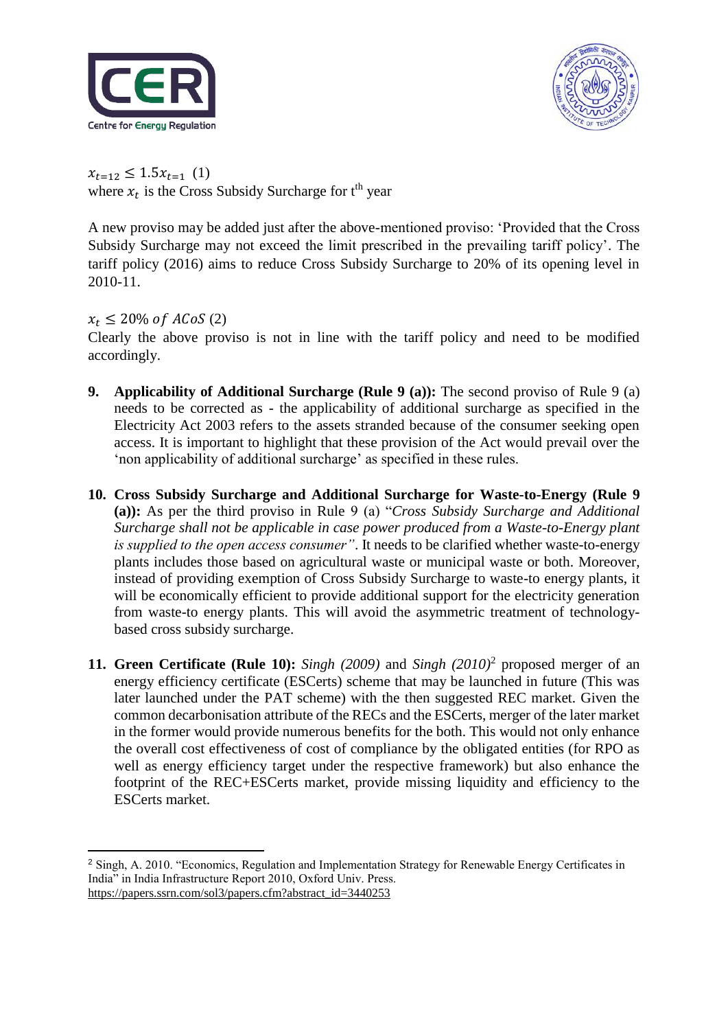$x_{t=12} \leq 1.5x_{t=1}$ (1)
where $x_t$ is the Cross Subsidy Surcharge for t[th] year

A new proviso may be added just after the above-mentioned proviso: 'Provided that the Cross Subsidy Surcharge may not exceed the limit prescribed in the prevailing tariff policy'. The tariff policy (2016) aims to reduce Cross Subsidy Surcharge to 20% of its opening level in 2010-11.

$x_t \leq 20\%\ of\ ACoS$ (2)
Clearly the above proviso is not in line with the tariff policy and need to be modified accordingly.

9. **Applicability of Additional Surcharge (Rule 9 (a)):** The second proviso of Rule 9 (a) needs to be corrected as - the applicability of additional surcharge as specified in the Electricity Act 2003 refers to the assets stranded because of the consumer seeking open access. It is important to highlight that these provision of the Act would prevail over the 'non applicability of additional surcharge' as specified in these rules.

10. **Cross Subsidy Surcharge and Additional Surcharge for Waste-to-Energy (Rule 9 (a)):** As per the third proviso in Rule 9 (a) "*Cross Subsidy Surcharge and Additional Surcharge shall not be applicable in case power produced from a Waste-to-Energy plant is supplied to the open access consumer"*. It needs to be clarified whether waste-to-energy plants includes those based on agricultural waste or municipal waste or both. Moreover, instead of providing exemption of Cross Subsidy Surcharge to waste-to energy plants, it will be economically efficient to provide additional support for the electricity generation from waste-to energy plants. This will avoid the asymmetric treatment of technology-based cross subsidy surcharge.

11. **Green Certificate (Rule 10):** *Singh (2009)* and *Singh (2010)*[2] proposed merger of an energy efficiency certificate (ESCerts) scheme that may be launched in future (This was later launched under the PAT scheme) with the then suggested REC market. Given the common decarbonisation attribute of the RECs and the ESCerts, merger of the later market in the former would provide numerous benefits for the both. This would not only enhance the overall cost effectiveness of cost of compliance by the obligated entities (for RPO as well as energy efficiency target under the respective framework) but also enhance the footprint of the REC+ESCerts market, provide missing liquidity and efficiency to the ESCerts market.

---

[2] Singh, A. 2010. "Economics, Regulation and Implementation Strategy for Renewable Energy Certificates in India" in India Infrastructure Report 2010, Oxford Univ. Press.
https://papers.ssrn.com/sol3/papers.cfm?abstract_id=3440253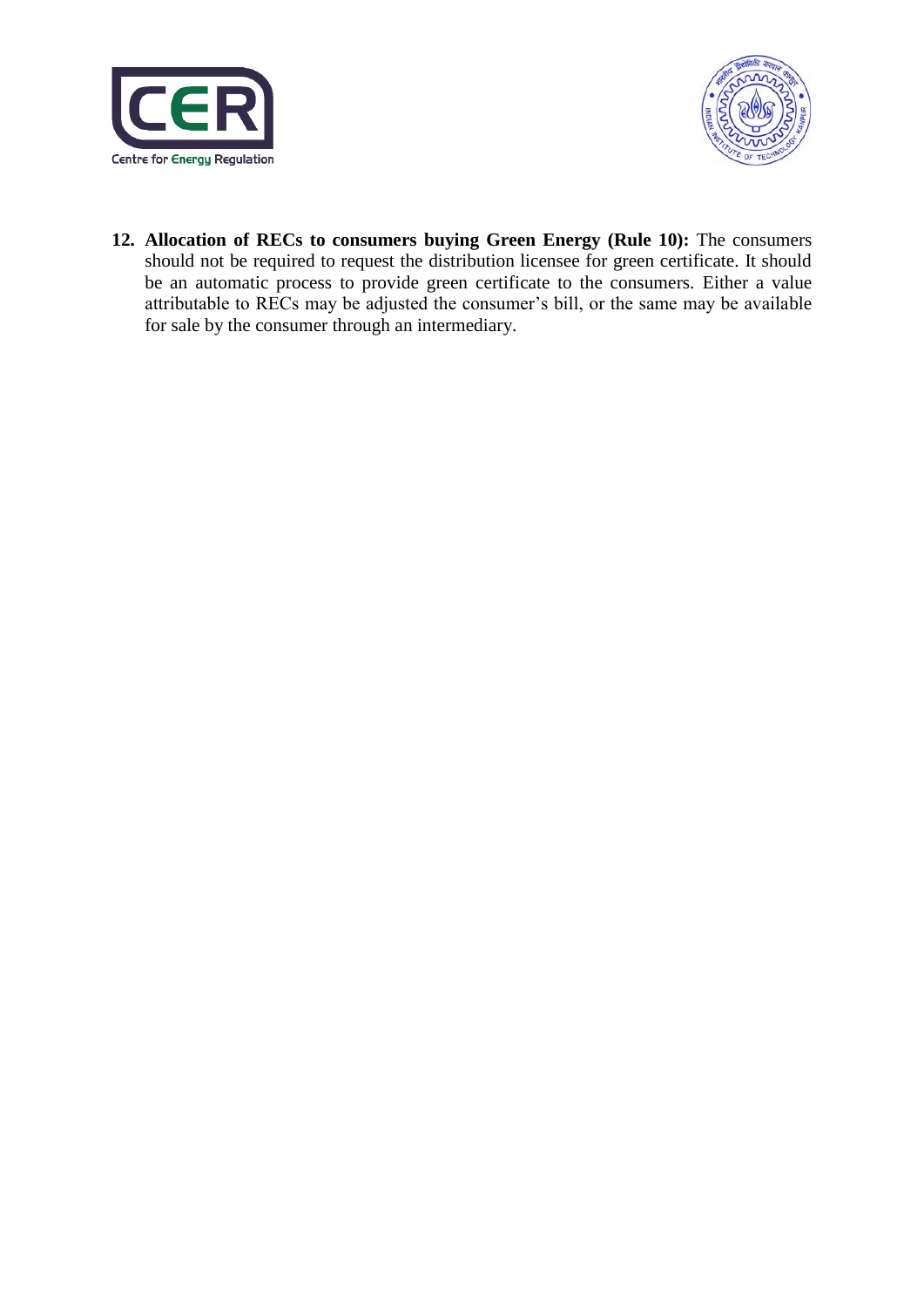12. **Allocation of RECs to consumers buying Green Energy (Rule 10):** The consumers should not be required to request the distribution licensee for green certificate. It should be an automatic process to provide green certificate to the consumers. Either a value attributable to RECs may be adjusted the consumer's bill, or the same may be available for sale by the consumer through an intermediary.